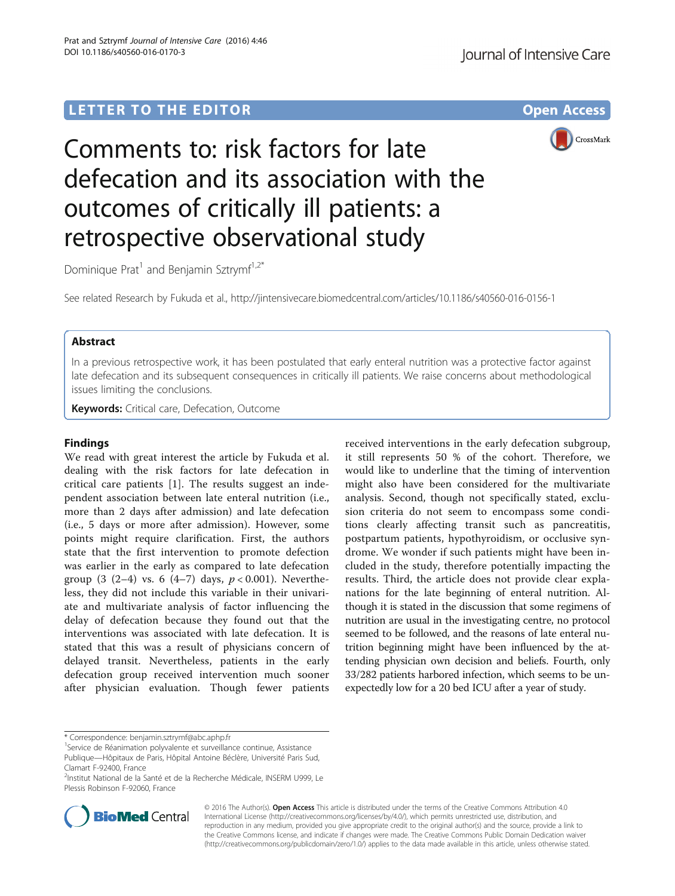LETTER TO THE EDITOR Open Access

# Comments to: risk factors for late defecation and its association with the outcomes of critically ill patients: a retrospective observational study

Dominique Prat[1] and Benjamin Sztrymf[1,2*]

See related Research by Fukuda et al., http://jintensivecare.biomedcentral.com/articles/10.1186/s40560-016-0156-1

## Abstract

In a previous retrospective work, it has been postulated that early enteral nutrition was a protective factor against late defecation and its subsequent consequences in critically ill patients. We raise concerns about methodological issues limiting the conclusions.

**Keywords:** Critical care, Defecation, Outcome

## Findings

We read with great interest the article by Fukuda et al. dealing with the risk factors for late defecation in critical care patients [1]. The results suggest an independent association between late enteral nutrition (i.e., more than 2 days after admission) and late defecation (i.e., 5 days or more after admission). However, some points might require clarification. First, the authors state that the first intervention to promote defection was earlier in the early as compared to late defecation group (3 (2–4) vs. 6 (4–7) days, $p < 0.001$). Nevertheless, they did not include this variable in their univariate and multivariate analysis of factor influencing the delay of defecation because they found out that the interventions was associated with late defecation. It is stated that this was a result of physicians concern of delayed transit. Nevertheless, patients in the early defecation group received intervention much sooner after physician evaluation. Though fewer patients received interventions in the early defecation subgroup, it still represents 50 % of the cohort. Therefore, we would like to underline that the timing of intervention might also have been considered for the multivariate analysis. Second, though not specifically stated, exclusion criteria do not seem to encompass some conditions clearly affecting transit such as pancreatitis, postpartum patients, hypothyroidism, or occlusive syndrome. We wonder if such patients might have been included in the study, therefore potentially impacting the results. Third, the article does not provide clear explanations for the late beginning of enteral nutrition. Although it is stated in the discussion that some regimens of nutrition are usual in the investigating centre, no protocol seemed to be followed, and the reasons of late enteral nutrition beginning might have been influenced by the attending physician own decision and beliefs. Fourth, only 33/282 patients harbored infection, which seems to be unexpectedly low for a 20 bed ICU after a year of study.

\* Correspondence: benjamin.sztrymf@abc.aphp.fr
[1]Service de Réanimation polyvalente et surveillance continue, Assistance Publique—Hôpitaux de Paris, Hôpital Antoine Béclère, Université Paris Sud, Clamart F-92400, France
[2]Institut National de la Santé et de la Recherche Médicale, INSERM U999, Le Plessis Robinson F-92060, France

© 2016 The Author(s). **Open Access** This article is distributed under the terms of the Creative Commons Attribution 4.0 International License (http://creativecommons.org/licenses/by/4.0/), which permits unrestricted use, distribution, and reproduction in any medium, provided you give appropriate credit to the original author(s) and the source, provide a link to the Creative Commons license, and indicate if changes were made. The Creative Commons Public Domain Dedication waiver (http://creativecommons.org/publicdomain/zero/1.0/) applies to the data made available in this article, unless otherwise stated.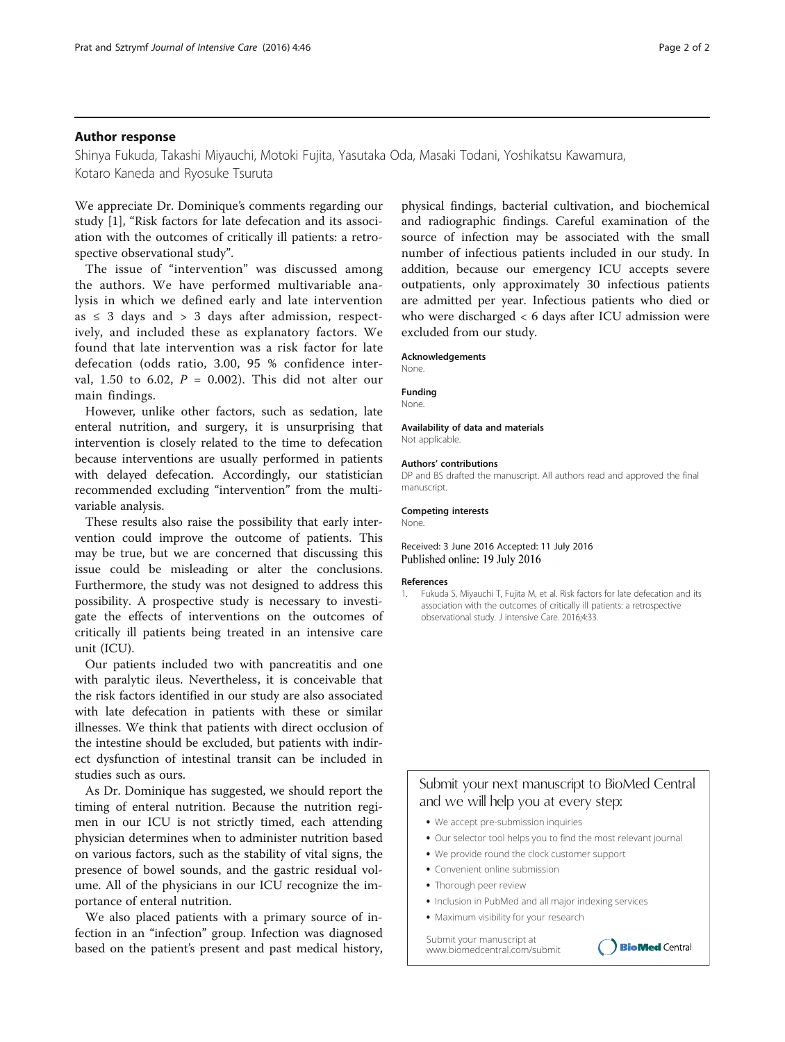## Author response

Shinya Fukuda, Takashi Miyauchi, Motoki Fujita, Yasutaka Oda, Masaki Todani, Yoshikatsu Kawamura, Kotaro Kaneda and Ryosuke Tsuruta

We appreciate Dr. Dominique's comments regarding our study [1], "Risk factors for late defecation and its association with the outcomes of critically ill patients: a retrospective observational study".

The issue of "intervention" was discussed among the authors. We have performed multivariable analysis in which we defined early and late intervention as ≤ 3 days and > 3 days after admission, respectively, and included these as explanatory factors. We found that late intervention was a risk factor for late defecation (odds ratio, 3.00, 95 % confidence interval, 1.50 to 6.02, $P = 0.002$). This did not alter our main findings.

However, unlike other factors, such as sedation, late enteral nutrition, and surgery, it is unsurprising that intervention is closely related to the time to defecation because interventions are usually performed in patients with delayed defecation. Accordingly, our statistician recommended excluding "intervention" from the multivariable analysis.

These results also raise the possibility that early intervention could improve the outcome of patients. This may be true, but we are concerned that discussing this issue could be misleading or alter the conclusions. Furthermore, the study was not designed to address this possibility. A prospective study is necessary to investigate the effects of interventions on the outcomes of critically ill patients being treated in an intensive care unit (ICU).

Our patients included two with pancreatitis and one with paralytic ileus. Nevertheless, it is conceivable that the risk factors identified in our study are also associated with late defecation in patients with these or similar illnesses. We think that patients with direct occlusion of the intestine should be excluded, but patients with indirect dysfunction of intestinal transit can be included in studies such as ours.

As Dr. Dominique has suggested, we should report the timing of enteral nutrition. Because the nutrition regimen in our ICU is not strictly timed, each attending physician determines when to administer nutrition based on various factors, such as the stability of vital signs, the presence of bowel sounds, and the gastric residual volume. All of the physicians in our ICU recognize the importance of enteral nutrition.

We also placed patients with a primary source of infection in an "infection" group. Infection was diagnosed based on the patient's present and past medical history, physical findings, bacterial cultivation, and biochemical and radiographic findings. Careful examination of the source of infection may be associated with the small number of infectious patients included in our study. In addition, because our emergency ICU accepts severe outpatients, only approximately 30 infectious patients are admitted per year. Infectious patients who died or who were discharged < 6 days after ICU admission were excluded from our study.

#### Acknowledgements
None.

#### Funding
None.

#### Availability of data and materials
Not applicable.

#### Authors' contributions
DP and BS drafted the manuscript. All authors read and approved the final manuscript.

#### Competing interests
None.

Received: 3 June 2016 Accepted: 11 July 2016
Published online: 19 July 2016

#### References
1. Fukuda S, Miyauchi T, Fujita M, et al. Risk factors for late defecation and its association with the outcomes of critically ill patients: a retrospective observational study. J intensive Care. 2016;4:33.

Submit your next manuscript to BioMed Central and we will help you at every step:

- We accept pre-submission inquiries
- Our selector tool helps you to find the most relevant journal
- We provide round the clock customer support
- Convenient online submission
- Thorough peer review
- Inclusion in PubMed and all major indexing services
- Maximum visibility for your research

Submit your manuscript at
www.biomedcentral.com/submit

BioMed Central